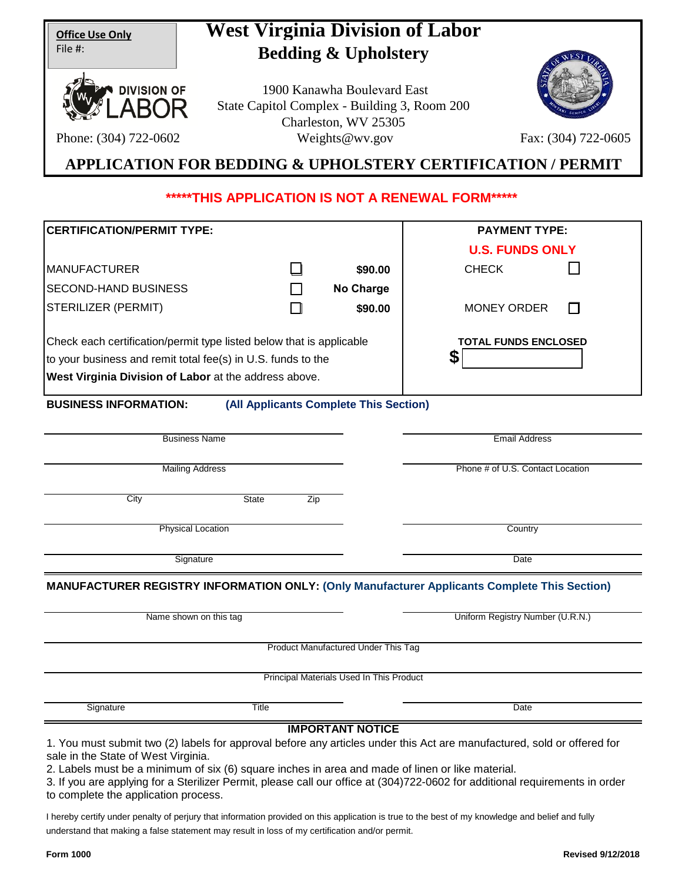**Office Use Only**
File #:

# West Virginia Division of Labor
## Bedding & Upholstery

1900 Kanawha Boulevard East
State Capitol Complex - Building 3, Room 200
Charleston, WV 25305
Weights@wv.gov

Phone: (304) 722-0602

Fax: (304) 722-0605

## APPLICATION FOR BEDDING & UPHOLSTERY CERTIFICATION / PERMIT

**\*\*\*\*\*THIS APPLICATION IS NOT A RENEWAL FORM\*\*\*\*\***

| CERTIFICATION/PERMIT TYPE: | | | PAYMENT TYPE: | |
|---|---|---|---|---|
| | | | U.S. FUNDS ONLY | |
| MANUFACTURER | ☐ | $90.00 | CHECK | ☐ |
| SECOND-HAND BUSINESS | ☐ | No Charge | | |
| STERILIZER (PERMIT) | ☐ | $90.00 | MONEY ORDER | ☐ |

Check each certification/permit type listed below that is applicable to your business and remit total fee(s) in U.S. funds to the **West Virginia Division of Labor** at the address above.

**TOTAL FUNDS ENCLOSED**
$ ____________

**BUSINESS INFORMATION:** (All Applicants Complete This Section)

Business Name: ____________ Email Address: ____________

Mailing Address: ____________ Phone # of U.S. Contact Location: ____________

City: ____________ State: ______ Zip: ______

Physical Location: ____________ Country: ____________

Signature: ____________ Date: ____________

**MANUFACTURER REGISTRY INFORMATION ONLY:** (Only Manufacturer Applicants Complete This Section)

Name shown on this tag: ____________ Uniform Registry Number (U.R.N.): ____________

Product Manufactured Under This Tag: ____________

Principal Materials Used In This Product: ____________

Signature: ____________ Title: ____________ Date: ____________

**IMPORTANT NOTICE**

1. You must submit two (2) labels for approval before any articles under this Act are manufactured, sold or offered for sale in the State of West Virginia.
2. Labels must be a minimum of six (6) square inches in area and made of linen or like material.
3. If you are applying for a Sterilizer Permit, please call our office at (304)722-0602 for additional requirements in order to complete the application process.

I hereby certify under penalty of perjury that information provided on this application is true to the best of my knowledge and belief and fully understand that making a false statement may result in loss of my certification and/or permit.

**Form 1000** **Revised 9/12/2018**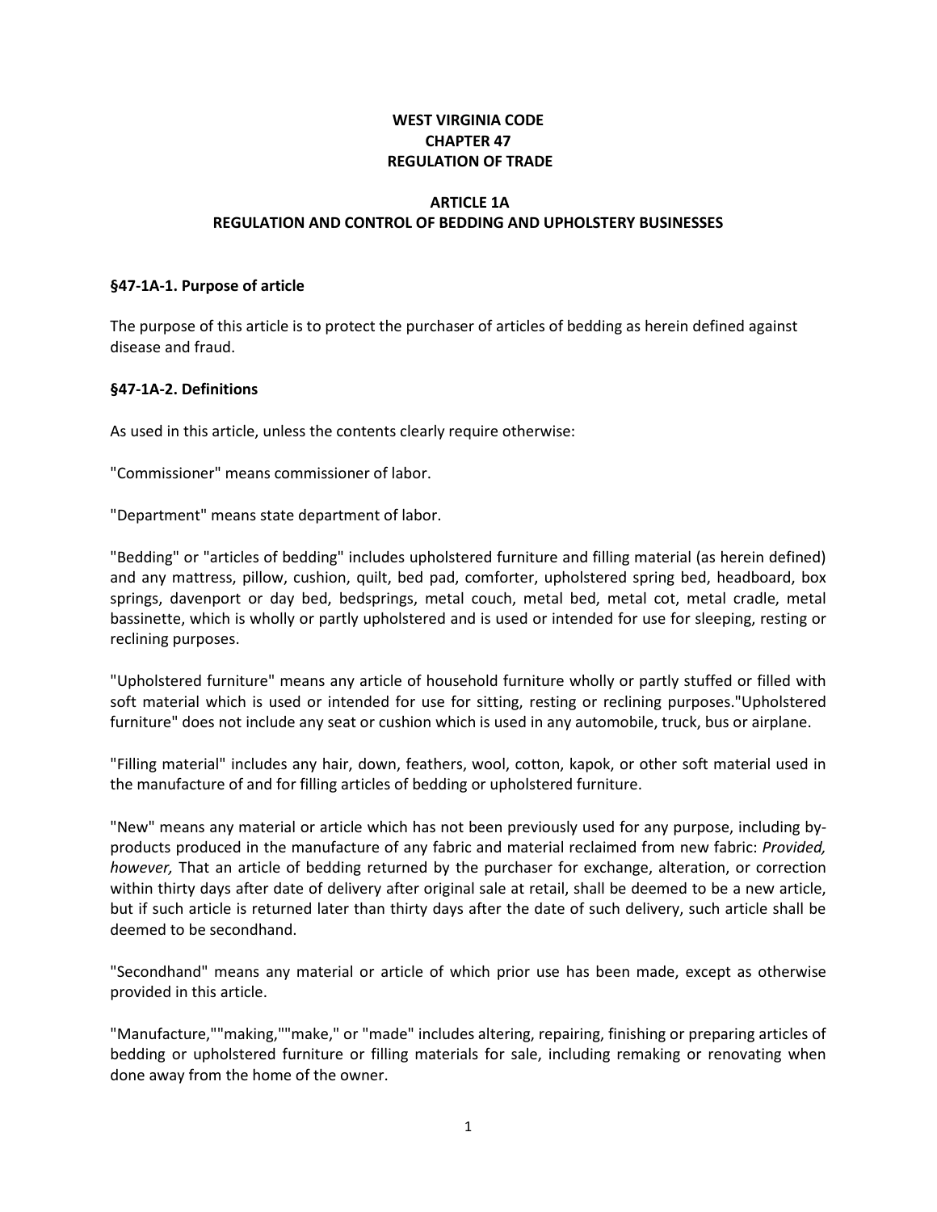**WEST VIRGINIA CODE**
**CHAPTER 47**
**REGULATION OF TRADE**

**ARTICLE 1A**
**REGULATION AND CONTROL OF BEDDING AND UPHOLSTERY BUSINESSES**

### §47-1A-1. Purpose of article

The purpose of this article is to protect the purchaser of articles of bedding as herein defined against disease and fraud.

### §47-1A-2. Definitions

As used in this article, unless the contents clearly require otherwise:

"Commissioner" means commissioner of labor.

"Department" means state department of labor.

"Bedding" or "articles of bedding" includes upholstered furniture and filling material (as herein defined) and any mattress, pillow, cushion, quilt, bed pad, comforter, upholstered spring bed, headboard, box springs, davenport or day bed, bedsprings, metal couch, metal bed, metal cot, metal cradle, metal bassinette, which is wholly or partly upholstered and is used or intended for use for sleeping, resting or reclining purposes.

"Upholstered furniture" means any article of household furniture wholly or partly stuffed or filled with soft material which is used or intended for use for sitting, resting or reclining purposes."Upholstered furniture" does not include any seat or cushion which is used in any automobile, truck, bus or airplane.

"Filling material" includes any hair, down, feathers, wool, cotton, kapok, or other soft material used in the manufacture of and for filling articles of bedding or upholstered furniture.

"New" means any material or article which has not been previously used for any purpose, including by-products produced in the manufacture of any fabric and material reclaimed from new fabric: *Provided, however,* That an article of bedding returned by the purchaser for exchange, alteration, or correction within thirty days after date of delivery after original sale at retail, shall be deemed to be a new article, but if such article is returned later than thirty days after the date of such delivery, such article shall be deemed to be secondhand.

"Secondhand" means any material or article of which prior use has been made, except as otherwise provided in this article.

"Manufacture,""making,""make," or "made" includes altering, repairing, finishing or preparing articles of bedding or upholstered furniture or filling materials for sale, including remaking or renovating when done away from the home of the owner.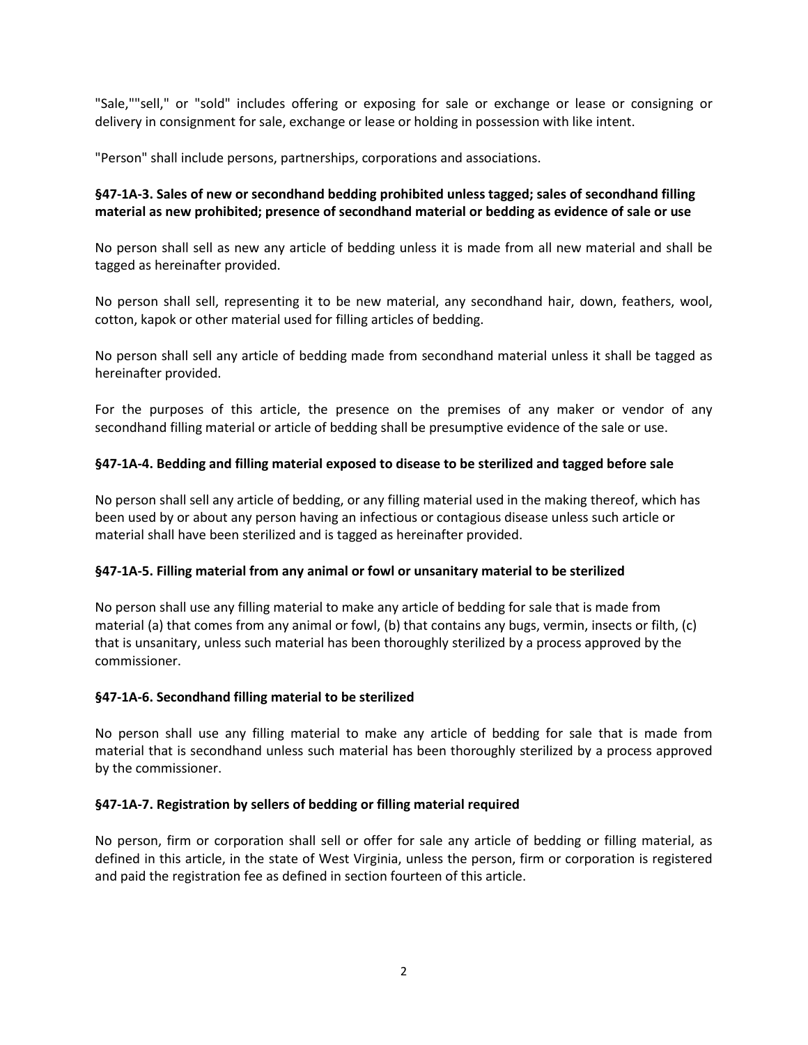"Sale,""sell," or "sold" includes offering or exposing for sale or exchange or lease or consigning or delivery in consignment for sale, exchange or lease or holding in possession with like intent.

"Person" shall include persons, partnerships, corporations and associations.

**§47-1A-3. Sales of new or secondhand bedding prohibited unless tagged; sales of secondhand filling material as new prohibited; presence of secondhand material or bedding as evidence of sale or use**

No person shall sell as new any article of bedding unless it is made from all new material and shall be tagged as hereinafter provided.

No person shall sell, representing it to be new material, any secondhand hair, down, feathers, wool, cotton, kapok or other material used for filling articles of bedding.

No person shall sell any article of bedding made from secondhand material unless it shall be tagged as hereinafter provided.

For the purposes of this article, the presence on the premises of any maker or vendor of any secondhand filling material or article of bedding shall be presumptive evidence of the sale or use.

**§47-1A-4. Bedding and filling material exposed to disease to be sterilized and tagged before sale**

No person shall sell any article of bedding, or any filling material used in the making thereof, which has been used by or about any person having an infectious or contagious disease unless such article or material shall have been sterilized and is tagged as hereinafter provided.

**§47-1A-5. Filling material from any animal or fowl or unsanitary material to be sterilized**

No person shall use any filling material to make any article of bedding for sale that is made from material (a) that comes from any animal or fowl, (b) that contains any bugs, vermin, insects or filth, (c) that is unsanitary, unless such material has been thoroughly sterilized by a process approved by the commissioner.

**§47-1A-6. Secondhand filling material to be sterilized**

No person shall use any filling material to make any article of bedding for sale that is made from material that is secondhand unless such material has been thoroughly sterilized by a process approved by the commissioner.

**§47-1A-7. Registration by sellers of bedding or filling material required**

No person, firm or corporation shall sell or offer for sale any article of bedding or filling material, as defined in this article, in the state of West Virginia, unless the person, firm or corporation is registered and paid the registration fee as defined in section fourteen of this article.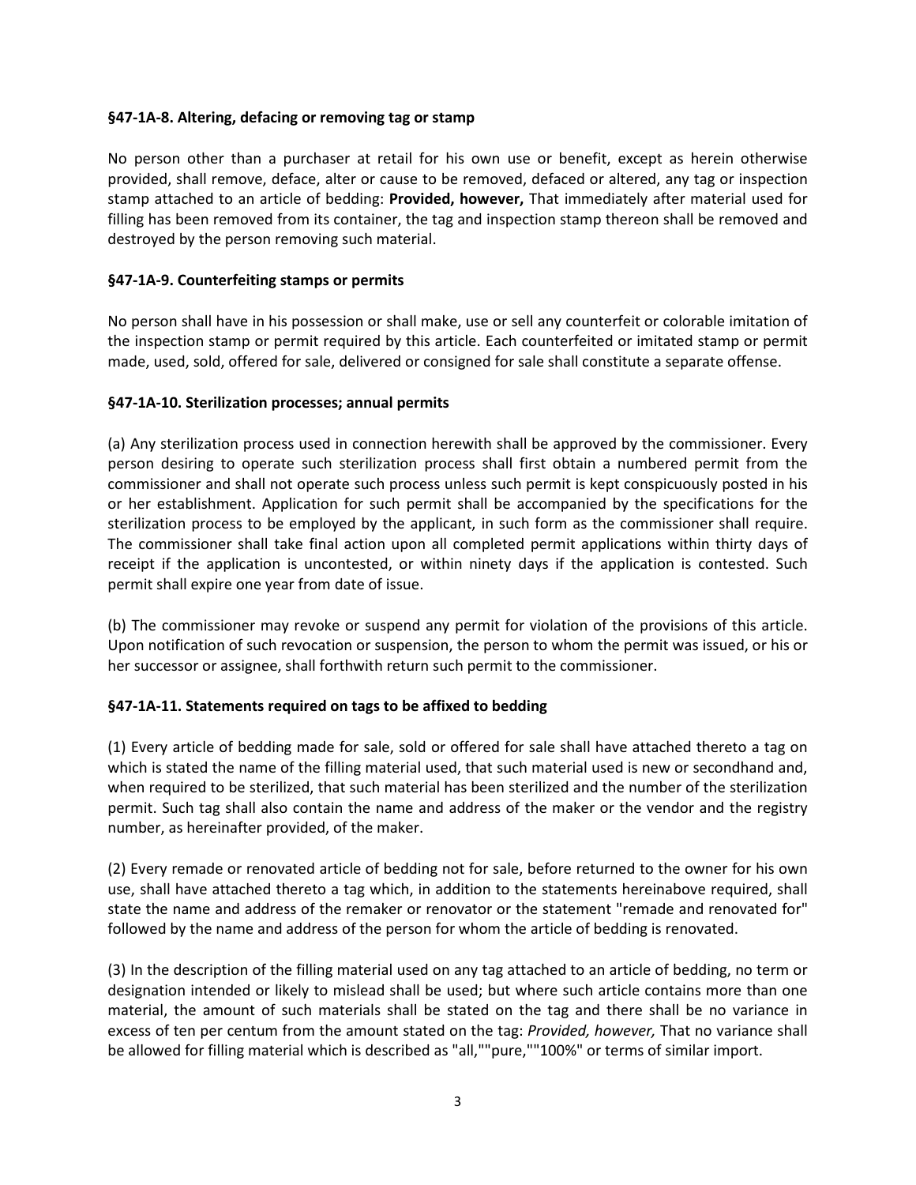### §47-1A-8. Altering, defacing or removing tag or stamp

No person other than a purchaser at retail for his own use or benefit, except as herein otherwise provided, shall remove, deface, alter or cause to be removed, defaced or altered, any tag or inspection stamp attached to an article of bedding: **Provided, however,** That immediately after material used for filling has been removed from its container, the tag and inspection stamp thereon shall be removed and destroyed by the person removing such material.

### §47-1A-9. Counterfeiting stamps or permits

No person shall have in his possession or shall make, use or sell any counterfeit or colorable imitation of the inspection stamp or permit required by this article. Each counterfeited or imitated stamp or permit made, used, sold, offered for sale, delivered or consigned for sale shall constitute a separate offense.

### §47-1A-10. Sterilization processes; annual permits

(a) Any sterilization process used in connection herewith shall be approved by the commissioner. Every person desiring to operate such sterilization process shall first obtain a numbered permit from the commissioner and shall not operate such process unless such permit is kept conspicuously posted in his or her establishment. Application for such permit shall be accompanied by the specifications for the sterilization process to be employed by the applicant, in such form as the commissioner shall require. The commissioner shall take final action upon all completed permit applications within thirty days of receipt if the application is uncontested, or within ninety days if the application is contested. Such permit shall expire one year from date of issue.

(b) The commissioner may revoke or suspend any permit for violation of the provisions of this article. Upon notification of such revocation or suspension, the person to whom the permit was issued, or his or her successor or assignee, shall forthwith return such permit to the commissioner.

### §47-1A-11. Statements required on tags to be affixed to bedding

(1) Every article of bedding made for sale, sold or offered for sale shall have attached thereto a tag on which is stated the name of the filling material used, that such material used is new or secondhand and, when required to be sterilized, that such material has been sterilized and the number of the sterilization permit. Such tag shall also contain the name and address of the maker or the vendor and the registry number, as hereinafter provided, of the maker.

(2) Every remade or renovated article of bedding not for sale, before returned to the owner for his own use, shall have attached thereto a tag which, in addition to the statements hereinabove required, shall state the name and address of the remaker or renovator or the statement "remade and renovated for" followed by the name and address of the person for whom the article of bedding is renovated.

(3) In the description of the filling material used on any tag attached to an article of bedding, no term or designation intended or likely to mislead shall be used; but where such article contains more than one material, the amount of such materials shall be stated on the tag and there shall be no variance in excess of ten per centum from the amount stated on the tag: *Provided, however,* That no variance shall be allowed for filling material which is described as "all,""pure,""100%" or terms of similar import.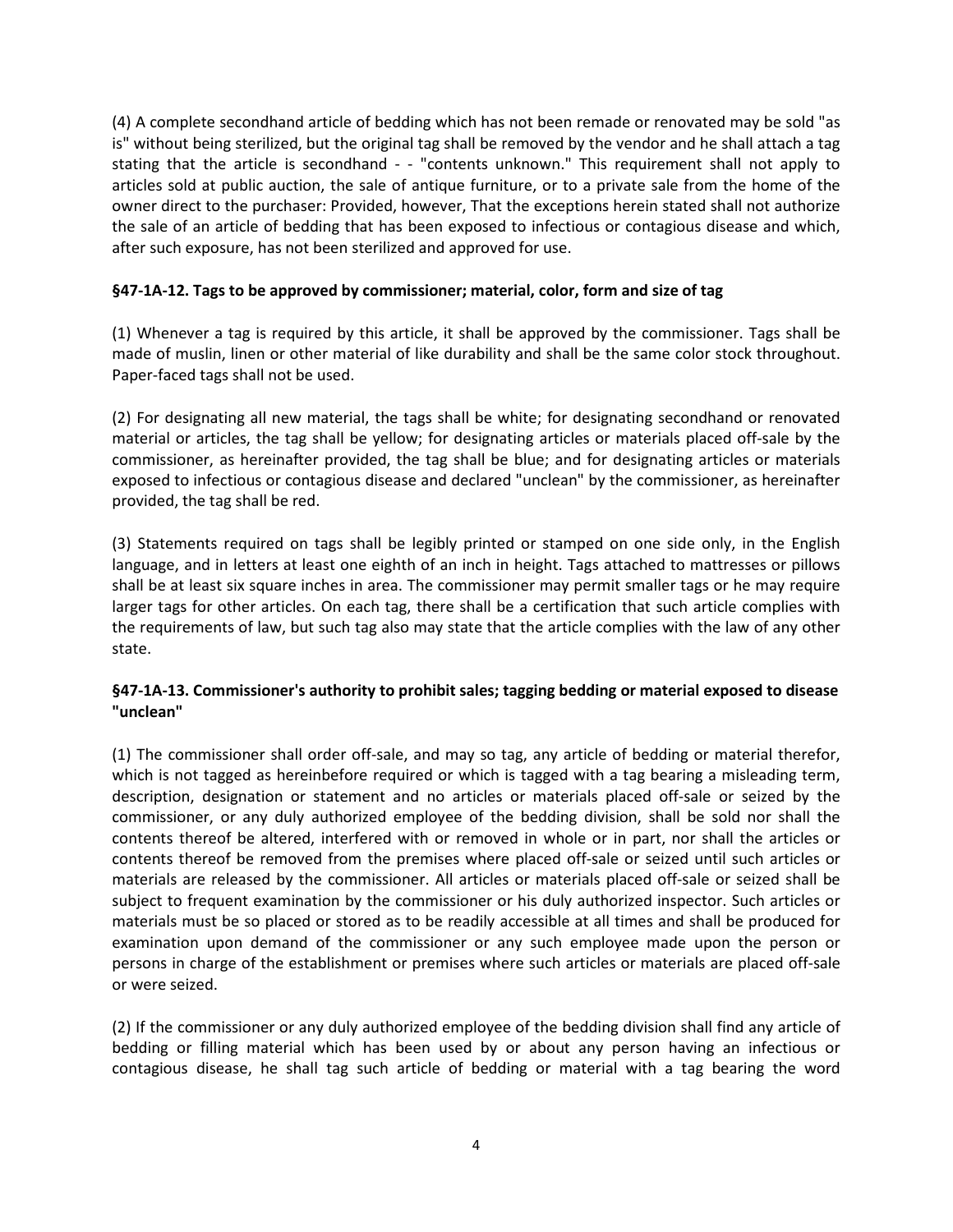(4) A complete secondhand article of bedding which has not been remade or renovated may be sold "as is" without being sterilized, but the original tag shall be removed by the vendor and he shall attach a tag stating that the article is secondhand - - "contents unknown." This requirement shall not apply to articles sold at public auction, the sale of antique furniture, or to a private sale from the home of the owner direct to the purchaser: Provided, however, That the exceptions herein stated shall not authorize the sale of an article of bedding that has been exposed to infectious or contagious disease and which, after such exposure, has not been sterilized and approved for use.

**§47-1A-12. Tags to be approved by commissioner; material, color, form and size of tag**

(1) Whenever a tag is required by this article, it shall be approved by the commissioner. Tags shall be made of muslin, linen or other material of like durability and shall be the same color stock throughout. Paper-faced tags shall not be used.

(2) For designating all new material, the tags shall be white; for designating secondhand or renovated material or articles, the tag shall be yellow; for designating articles or materials placed off-sale by the commissioner, as hereinafter provided, the tag shall be blue; and for designating articles or materials exposed to infectious or contagious disease and declared "unclean" by the commissioner, as hereinafter provided, the tag shall be red.

(3) Statements required on tags shall be legibly printed or stamped on one side only, in the English language, and in letters at least one eighth of an inch in height. Tags attached to mattresses or pillows shall be at least six square inches in area. The commissioner may permit smaller tags or he may require larger tags for other articles. On each tag, there shall be a certification that such article complies with the requirements of law, but such tag also may state that the article complies with the law of any other state.

**§47-1A-13. Commissioner's authority to prohibit sales; tagging bedding or material exposed to disease "unclean"**

(1) The commissioner shall order off-sale, and may so tag, any article of bedding or material therefor, which is not tagged as hereinbefore required or which is tagged with a tag bearing a misleading term, description, designation or statement and no articles or materials placed off-sale or seized by the commissioner, or any duly authorized employee of the bedding division, shall be sold nor shall the contents thereof be altered, interfered with or removed in whole or in part, nor shall the articles or contents thereof be removed from the premises where placed off-sale or seized until such articles or materials are released by the commissioner. All articles or materials placed off-sale or seized shall be subject to frequent examination by the commissioner or his duly authorized inspector. Such articles or materials must be so placed or stored as to be readily accessible at all times and shall be produced for examination upon demand of the commissioner or any such employee made upon the person or persons in charge of the establishment or premises where such articles or materials are placed off-sale or were seized.

(2) If the commissioner or any duly authorized employee of the bedding division shall find any article of bedding or filling material which has been used by or about any person having an infectious or contagious disease, he shall tag such article of bedding or material with a tag bearing the word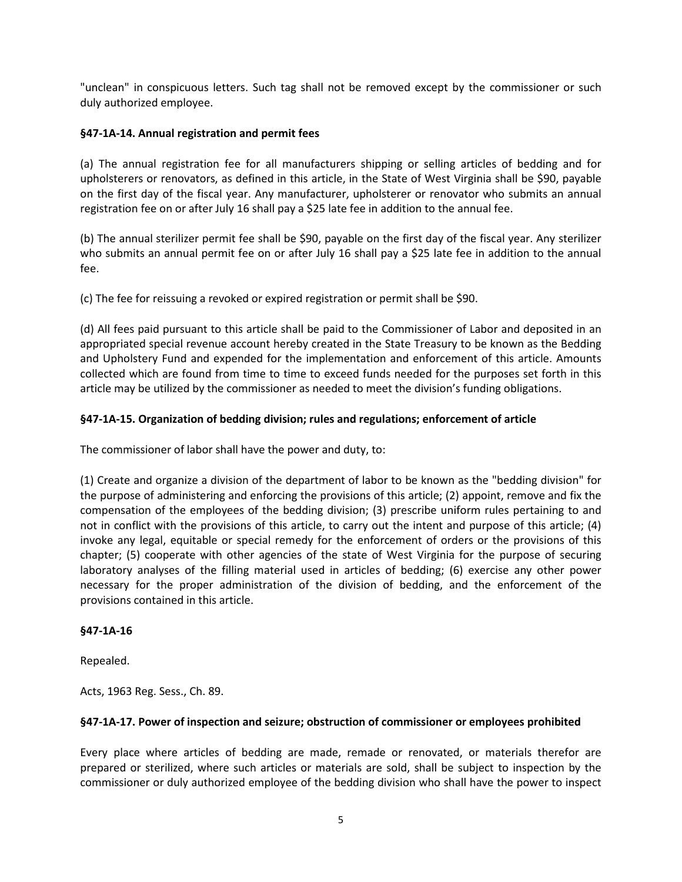"unclean" in conspicuous letters. Such tag shall not be removed except by the commissioner or such duly authorized employee.

### §47-1A-14. Annual registration and permit fees

(a) The annual registration fee for all manufacturers shipping or selling articles of bedding and for upholsterers or renovators, as defined in this article, in the State of West Virginia shall be $90, payable on the first day of the fiscal year. Any manufacturer, upholsterer or renovator who submits an annual registration fee on or after July 16 shall pay a $25 late fee in addition to the annual fee.

(b) The annual sterilizer permit fee shall be $90, payable on the first day of the fiscal year. Any sterilizer who submits an annual permit fee on or after July 16 shall pay a $25 late fee in addition to the annual fee.

(c) The fee for reissuing a revoked or expired registration or permit shall be $90.

(d) All fees paid pursuant to this article shall be paid to the Commissioner of Labor and deposited in an appropriated special revenue account hereby created in the State Treasury to be known as the Bedding and Upholstery Fund and expended for the implementation and enforcement of this article. Amounts collected which are found from time to time to exceed funds needed for the purposes set forth in this article may be utilized by the commissioner as needed to meet the division's funding obligations.

### §47-1A-15. Organization of bedding division; rules and regulations; enforcement of article

The commissioner of labor shall have the power and duty, to:

(1) Create and organize a division of the department of labor to be known as the "bedding division" for the purpose of administering and enforcing the provisions of this article; (2) appoint, remove and fix the compensation of the employees of the bedding division; (3) prescribe uniform rules pertaining to and not in conflict with the provisions of this article, to carry out the intent and purpose of this article; (4) invoke any legal, equitable or special remedy for the enforcement of orders or the provisions of this chapter; (5) cooperate with other agencies of the state of West Virginia for the purpose of securing laboratory analyses of the filling material used in articles of bedding; (6) exercise any other power necessary for the proper administration of the division of bedding, and the enforcement of the provisions contained in this article.

### §47-1A-16

Repealed.

Acts, 1963 Reg. Sess., Ch. 89.

### §47-1A-17. Power of inspection and seizure; obstruction of commissioner or employees prohibited

Every place where articles of bedding are made, remade or renovated, or materials therefor are prepared or sterilized, where such articles or materials are sold, shall be subject to inspection by the commissioner or duly authorized employee of the bedding division who shall have the power to inspect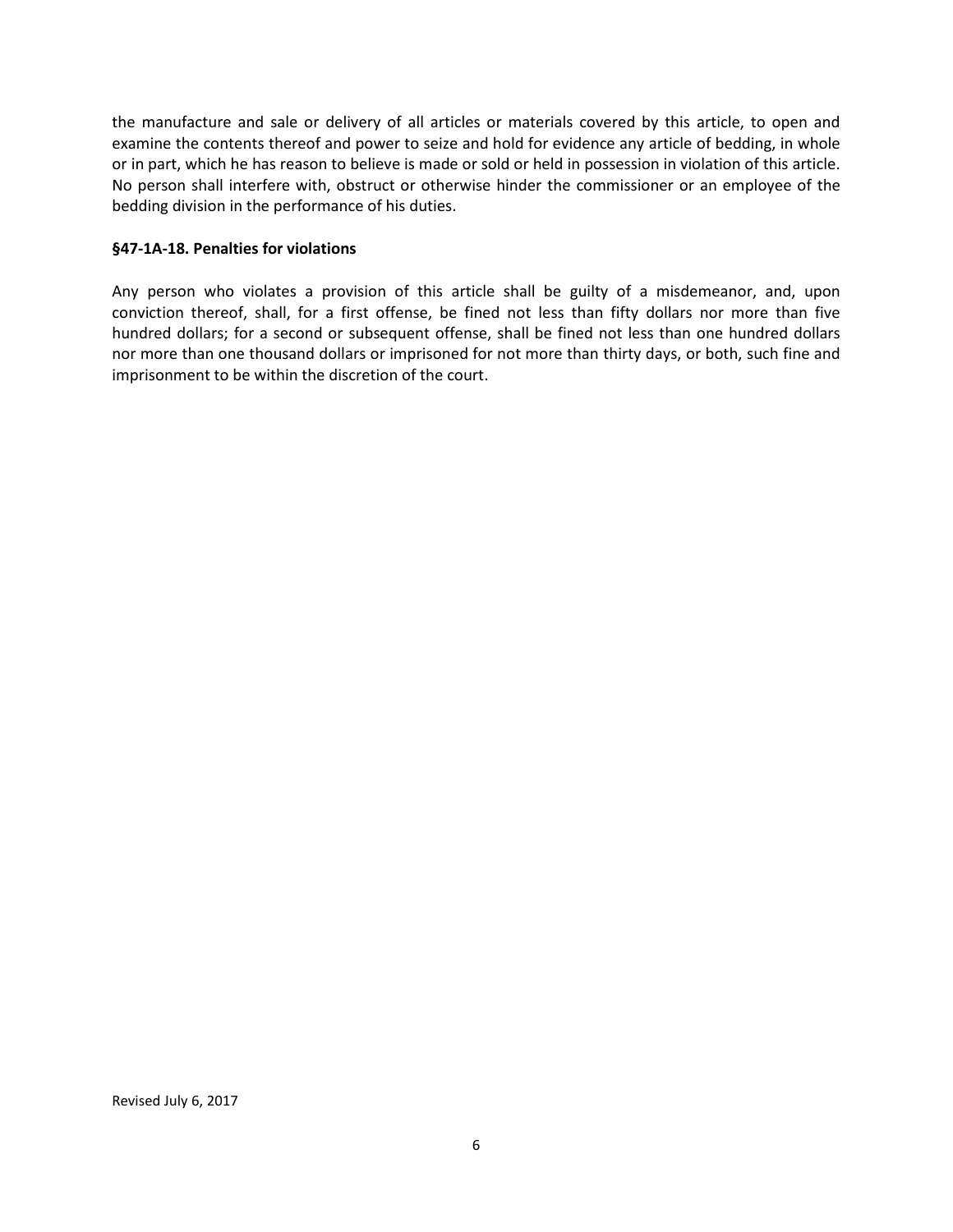the manufacture and sale or delivery of all articles or materials covered by this article, to open and examine the contents thereof and power to seize and hold for evidence any article of bedding, in whole or in part, which he has reason to believe is made or sold or held in possession in violation of this article. No person shall interfere with, obstruct or otherwise hinder the commissioner or an employee of the bedding division in the performance of his duties.

**§47-1A-18. Penalties for violations**

Any person who violates a provision of this article shall be guilty of a misdemeanor, and, upon conviction thereof, shall, for a first offense, be fined not less than fifty dollars nor more than five hundred dollars; for a second or subsequent offense, shall be fined not less than one hundred dollars nor more than one thousand dollars or imprisoned for not more than thirty days, or both, such fine and imprisonment to be within the discretion of the court.

Revised July 6, 2017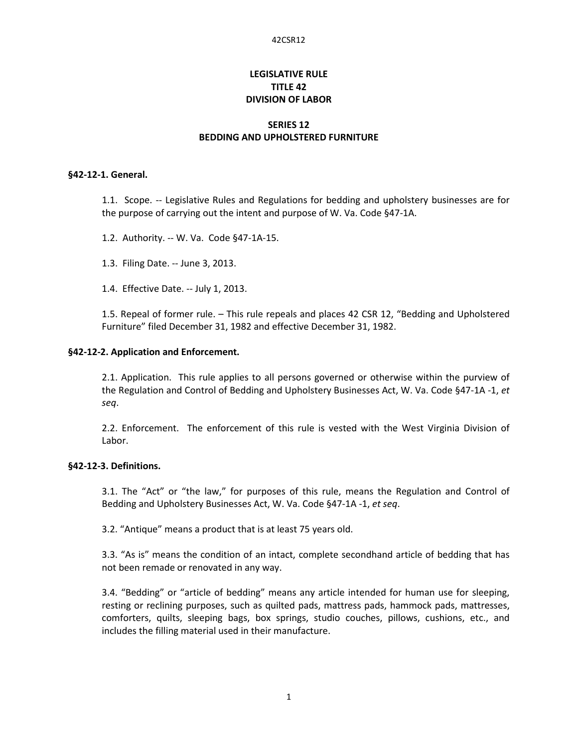**LEGISLATIVE RULE**
**TITLE 42**
**DIVISION OF LABOR**

**SERIES 12**
**BEDDING AND UPHOLSTERED FURNITURE**

**§42-12-1. General.**

1.1. Scope. -- Legislative Rules and Regulations for bedding and upholstery businesses are for the purpose of carrying out the intent and purpose of W. Va. Code §47-1A.

1.2. Authority. -- W. Va. Code §47-1A-15.

1.3. Filing Date. -- June 3, 2013.

1.4. Effective Date. -- July 1, 2013.

1.5. Repeal of former rule. – This rule repeals and places 42 CSR 12, "Bedding and Upholstered Furniture" filed December 31, 1982 and effective December 31, 1982.

**§42-12-2. Application and Enforcement.**

2.1. Application. This rule applies to all persons governed or otherwise within the purview of the Regulation and Control of Bedding and Upholstery Businesses Act, W. Va. Code §47-1A -1, *et seq*.

2.2. Enforcement. The enforcement of this rule is vested with the West Virginia Division of Labor.

**§42-12-3. Definitions.**

3.1. The "Act" or "the law," for purposes of this rule, means the Regulation and Control of Bedding and Upholstery Businesses Act, W. Va. Code §47-1A -1, *et seq*.

3.2. "Antique" means a product that is at least 75 years old.

3.3. "As is" means the condition of an intact, complete secondhand article of bedding that has not been remade or renovated in any way.

3.4. "Bedding" or "article of bedding" means any article intended for human use for sleeping, resting or reclining purposes, such as quilted pads, mattress pads, hammock pads, mattresses, comforters, quilts, sleeping bags, box springs, studio couches, pillows, cushions, etc., and includes the filling material used in their manufacture.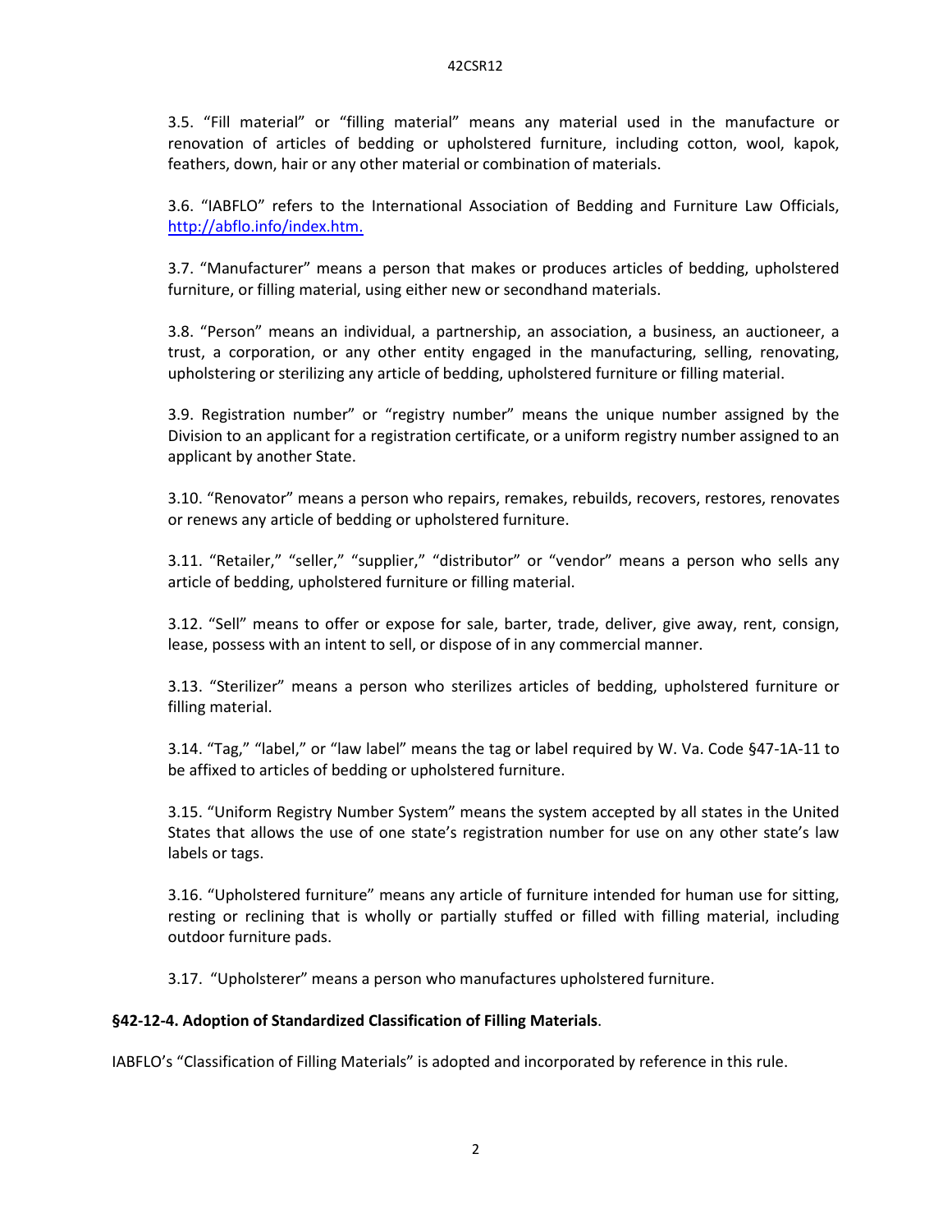3.5. “Fill material” or “filling material” means any material used in the manufacture or renovation of articles of bedding or upholstered furniture, including cotton, wool, kapok, feathers, down, hair or any other material or combination of materials.

3.6. “IABFLO” refers to the International Association of Bedding and Furniture Law Officials, [http://abflo.info/index.htm.](http://abflo.info/index.htm)

3.7. “Manufacturer” means a person that makes or produces articles of bedding, upholstered furniture, or filling material, using either new or secondhand materials.

3.8. “Person” means an individual, a partnership, an association, a business, an auctioneer, a trust, a corporation, or any other entity engaged in the manufacturing, selling, renovating, upholstering or sterilizing any article of bedding, upholstered furniture or filling material.

3.9. Registration number” or “registry number” means the unique number assigned by the Division to an applicant for a registration certificate, or a uniform registry number assigned to an applicant by another State.

3.10. “Renovator” means a person who repairs, remakes, rebuilds, recovers, restores, renovates or renews any article of bedding or upholstered furniture.

3.11. “Retailer,” “seller,” “supplier,” “distributor” or “vendor” means a person who sells any article of bedding, upholstered furniture or filling material.

3.12. “Sell” means to offer or expose for sale, barter, trade, deliver, give away, rent, consign, lease, possess with an intent to sell, or dispose of in any commercial manner.

3.13. “Sterilizer” means a person who sterilizes articles of bedding, upholstered furniture or filling material.

3.14. “Tag,” “label,” or “law label” means the tag or label required by W. Va. Code §47-1A-11 to be affixed to articles of bedding or upholstered furniture.

3.15. “Uniform Registry Number System” means the system accepted by all states in the United States that allows the use of one state’s registration number for use on any other state’s law labels or tags.

3.16. “Upholstered furniture” means any article of furniture intended for human use for sitting, resting or reclining that is wholly or partially stuffed or filled with filling material, including outdoor furniture pads.

3.17. “Upholsterer” means a person who manufactures upholstered furniture.

**§42-12-4. Adoption of Standardized Classification of Filling Materials**.

IABFLO’s “Classification of Filling Materials” is adopted and incorporated by reference in this rule.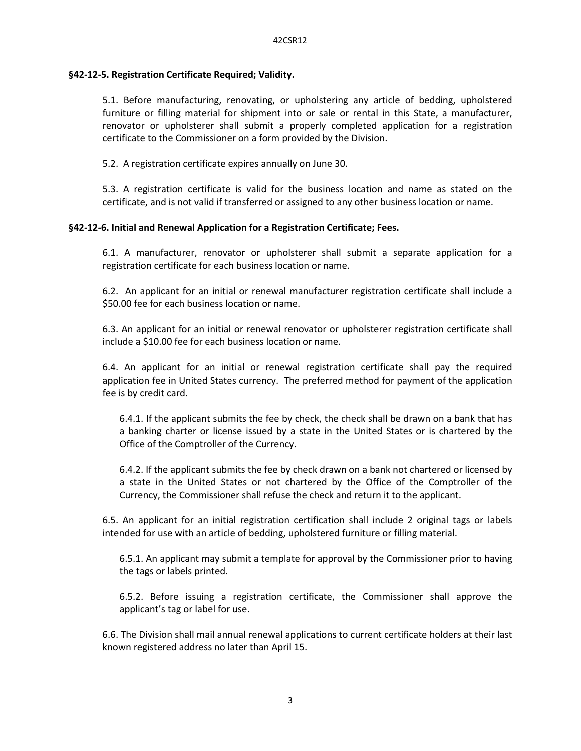**§42-12-5. Registration Certificate Required; Validity.**

5.1. Before manufacturing, renovating, or upholstering any article of bedding, upholstered furniture or filling material for shipment into or sale or rental in this State, a manufacturer, renovator or upholsterer shall submit a properly completed application for a registration certificate to the Commissioner on a form provided by the Division.

5.2. A registration certificate expires annually on June 30.

5.3. A registration certificate is valid for the business location and name as stated on the certificate, and is not valid if transferred or assigned to any other business location or name.

**§42-12-6. Initial and Renewal Application for a Registration Certificate; Fees.**

6.1. A manufacturer, renovator or upholsterer shall submit a separate application for a registration certificate for each business location or name.

6.2. An applicant for an initial or renewal manufacturer registration certificate shall include a $50.00 fee for each business location or name.

6.3. An applicant for an initial or renewal renovator or upholsterer registration certificate shall include a $10.00 fee for each business location or name.

6.4. An applicant for an initial or renewal registration certificate shall pay the required application fee in United States currency. The preferred method for payment of the application fee is by credit card.

6.4.1. If the applicant submits the fee by check, the check shall be drawn on a bank that has a banking charter or license issued by a state in the United States or is chartered by the Office of the Comptroller of the Currency.

6.4.2. If the applicant submits the fee by check drawn on a bank not chartered or licensed by a state in the United States or not chartered by the Office of the Comptroller of the Currency, the Commissioner shall refuse the check and return it to the applicant.

6.5. An applicant for an initial registration certification shall include 2 original tags or labels intended for use with an article of bedding, upholstered furniture or filling material.

6.5.1. An applicant may submit a template for approval by the Commissioner prior to having the tags or labels printed.

6.5.2. Before issuing a registration certificate, the Commissioner shall approve the applicant's tag or label for use.

6.6. The Division shall mail annual renewal applications to current certificate holders at their last known registered address no later than April 15.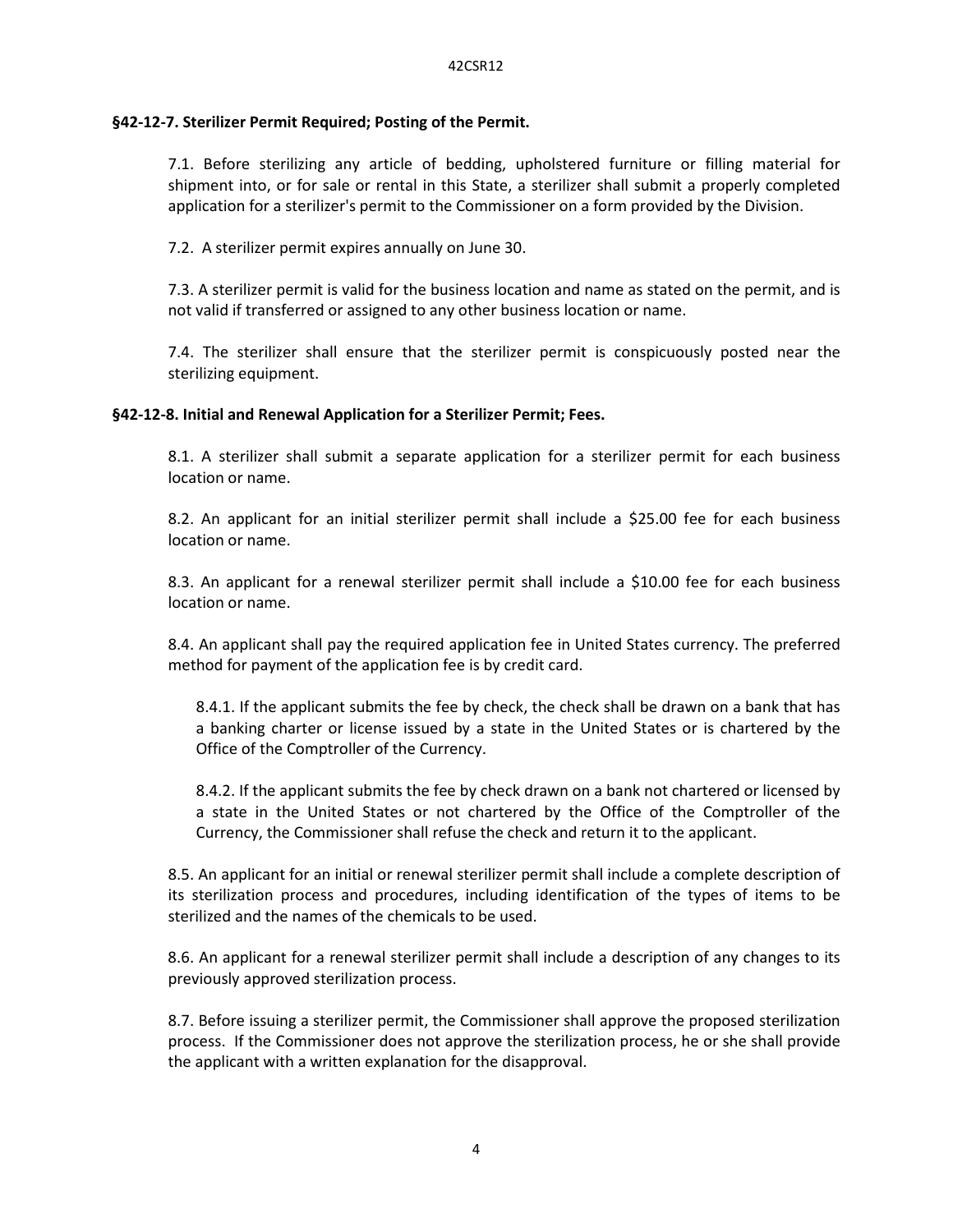**§42-12-7. Sterilizer Permit Required; Posting of the Permit.**

7.1. Before sterilizing any article of bedding, upholstered furniture or filling material for shipment into, or for sale or rental in this State, a sterilizer shall submit a properly completed application for a sterilizer's permit to the Commissioner on a form provided by the Division.

7.2. A sterilizer permit expires annually on June 30.

7.3. A sterilizer permit is valid for the business location and name as stated on the permit, and is not valid if transferred or assigned to any other business location or name.

7.4. The sterilizer shall ensure that the sterilizer permit is conspicuously posted near the sterilizing equipment.

**§42-12-8. Initial and Renewal Application for a Sterilizer Permit; Fees.**

8.1. A sterilizer shall submit a separate application for a sterilizer permit for each business location or name.

8.2. An applicant for an initial sterilizer permit shall include a $25.00 fee for each business location or name.

8.3. An applicant for a renewal sterilizer permit shall include a $10.00 fee for each business location or name.

8.4. An applicant shall pay the required application fee in United States currency. The preferred method for payment of the application fee is by credit card.

8.4.1. If the applicant submits the fee by check, the check shall be drawn on a bank that has a banking charter or license issued by a state in the United States or is chartered by the Office of the Comptroller of the Currency.

8.4.2. If the applicant submits the fee by check drawn on a bank not chartered or licensed by a state in the United States or not chartered by the Office of the Comptroller of the Currency, the Commissioner shall refuse the check and return it to the applicant.

8.5. An applicant for an initial or renewal sterilizer permit shall include a complete description of its sterilization process and procedures, including identification of the types of items to be sterilized and the names of the chemicals to be used.

8.6. An applicant for a renewal sterilizer permit shall include a description of any changes to its previously approved sterilization process.

8.7. Before issuing a sterilizer permit, the Commissioner shall approve the proposed sterilization process. If the Commissioner does not approve the sterilization process, he or she shall provide the applicant with a written explanation for the disapproval.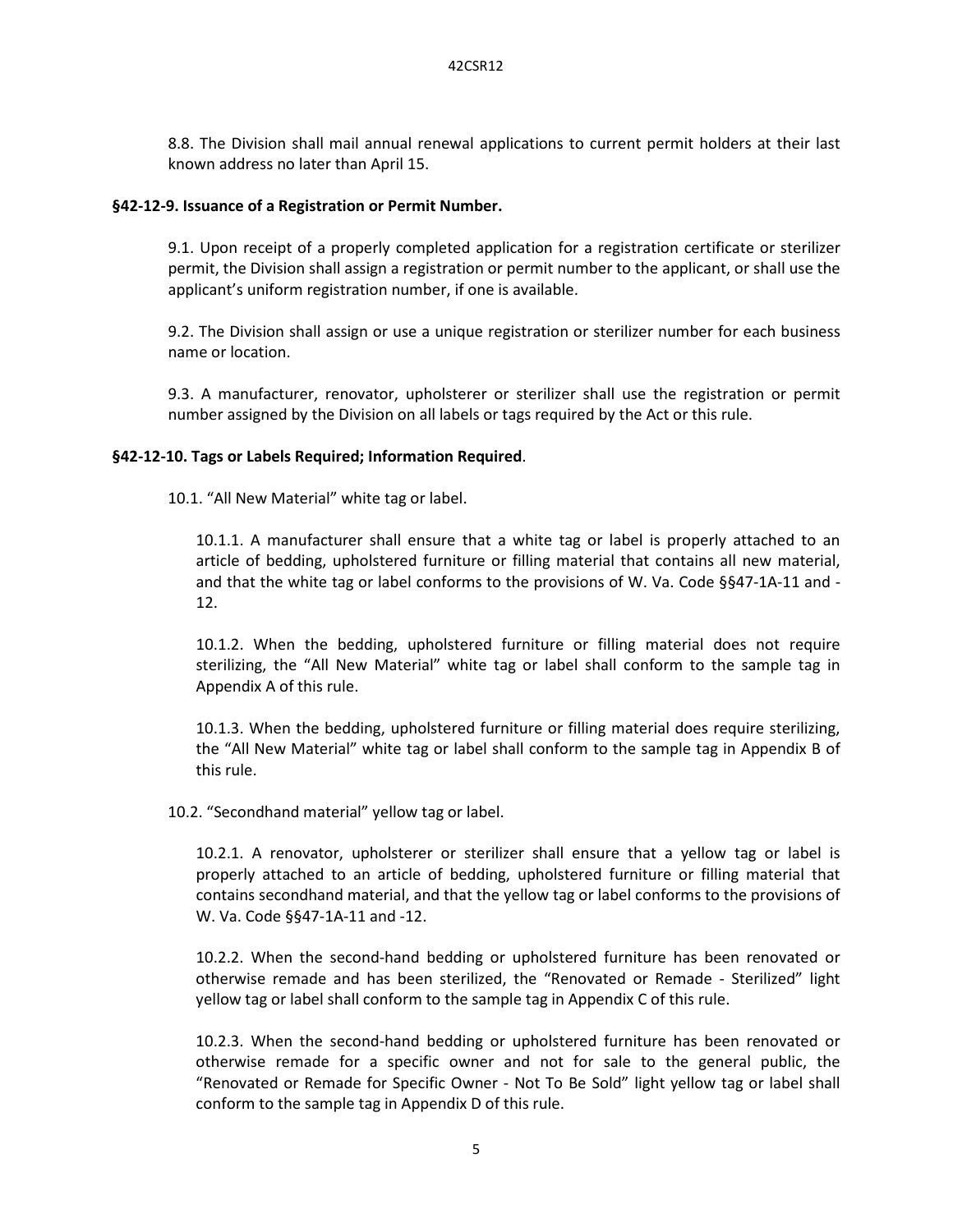8.8. The Division shall mail annual renewal applications to current permit holders at their last known address no later than April 15.

### §42-12-9. Issuance of a Registration or Permit Number.

9.1. Upon receipt of a properly completed application for a registration certificate or sterilizer permit, the Division shall assign a registration or permit number to the applicant, or shall use the applicant's uniform registration number, if one is available.

9.2. The Division shall assign or use a unique registration or sterilizer number for each business name or location.

9.3. A manufacturer, renovator, upholsterer or sterilizer shall use the registration or permit number assigned by the Division on all labels or tags required by the Act or this rule.

### §42-12-10. Tags or Labels Required; Information Required.

10.1. "All New Material" white tag or label.

10.1.1. A manufacturer shall ensure that a white tag or label is properly attached to an article of bedding, upholstered furniture or filling material that contains all new material, and that the white tag or label conforms to the provisions of W. Va. Code §§47-1A-11 and -12.

10.1.2. When the bedding, upholstered furniture or filling material does not require sterilizing, the "All New Material" white tag or label shall conform to the sample tag in Appendix A of this rule.

10.1.3. When the bedding, upholstered furniture or filling material does require sterilizing, the "All New Material" white tag or label shall conform to the sample tag in Appendix B of this rule.

10.2. "Secondhand material" yellow tag or label.

10.2.1. A renovator, upholsterer or sterilizer shall ensure that a yellow tag or label is properly attached to an article of bedding, upholstered furniture or filling material that contains secondhand material, and that the yellow tag or label conforms to the provisions of W. Va. Code §§47-1A-11 and -12.

10.2.2. When the second-hand bedding or upholstered furniture has been renovated or otherwise remade and has been sterilized, the "Renovated or Remade - Sterilized" light yellow tag or label shall conform to the sample tag in Appendix C of this rule.

10.2.3. When the second-hand bedding or upholstered furniture has been renovated or otherwise remade for a specific owner and not for sale to the general public, the "Renovated or Remade for Specific Owner - Not To Be Sold" light yellow tag or label shall conform to the sample tag in Appendix D of this rule.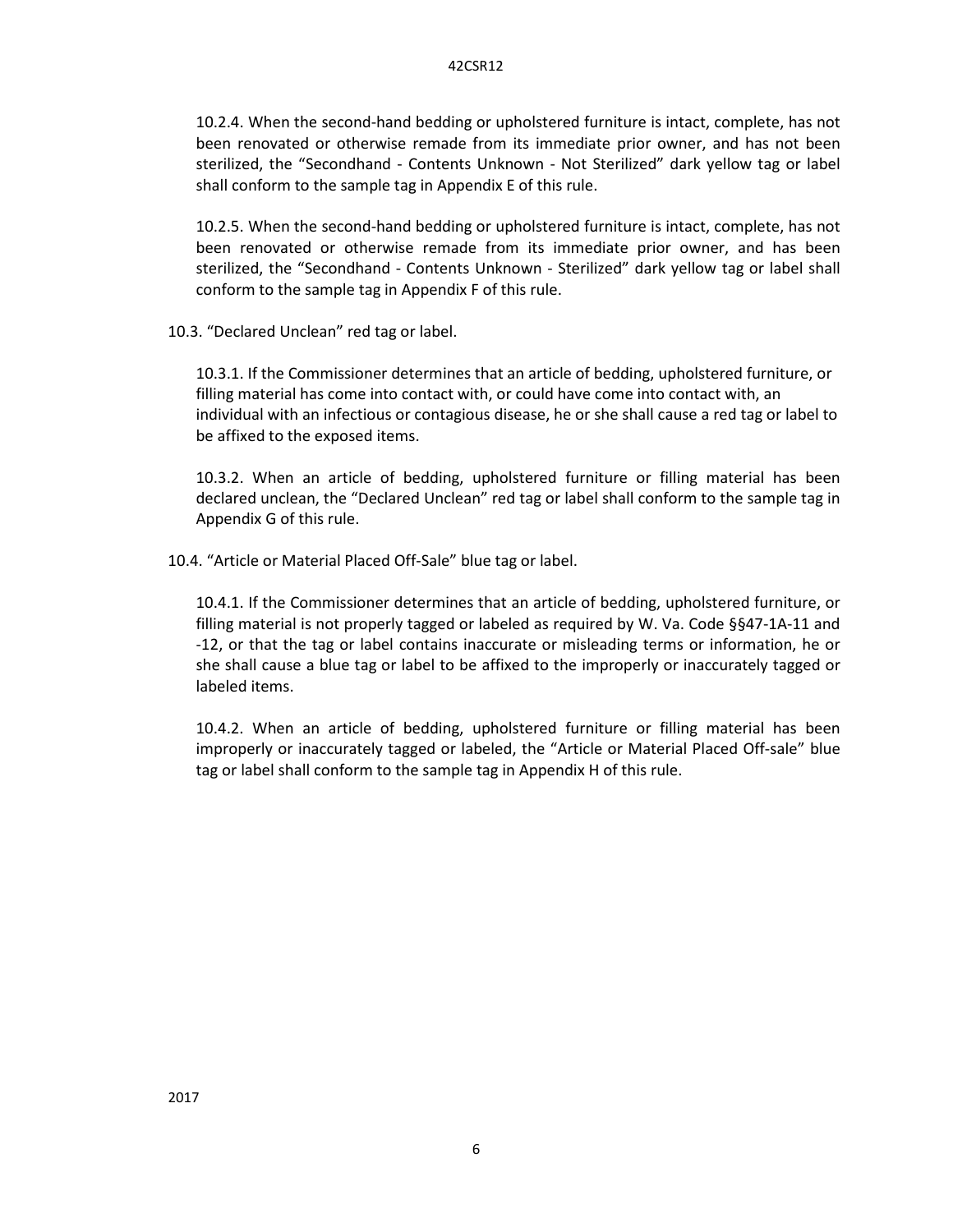10.2.4. When the second-hand bedding or upholstered furniture is intact, complete, has not been renovated or otherwise remade from its immediate prior owner, and has not been sterilized, the “Secondhand - Contents Unknown - Not Sterilized” dark yellow tag or label shall conform to the sample tag in Appendix E of this rule.

10.2.5. When the second-hand bedding or upholstered furniture is intact, complete, has not been renovated or otherwise remade from its immediate prior owner, and has been sterilized, the “Secondhand - Contents Unknown - Sterilized” dark yellow tag or label shall conform to the sample tag in Appendix F of this rule.

10.3. “Declared Unclean” red tag or label.

10.3.1. If the Commissioner determines that an article of bedding, upholstered furniture, or filling material has come into contact with, or could have come into contact with, an individual with an infectious or contagious disease, he or she shall cause a red tag or label to be affixed to the exposed items.

10.3.2. When an article of bedding, upholstered furniture or filling material has been declared unclean, the “Declared Unclean” red tag or label shall conform to the sample tag in Appendix G of this rule.

10.4. “Article or Material Placed Off-Sale” blue tag or label.

10.4.1. If the Commissioner determines that an article of bedding, upholstered furniture, or filling material is not properly tagged or labeled as required by W. Va. Code §§47-1A-11 and -12, or that the tag or label contains inaccurate or misleading terms or information, he or she shall cause a blue tag or label to be affixed to the improperly or inaccurately tagged or labeled items.

10.4.2. When an article of bedding, upholstered furniture or filling material has been improperly or inaccurately tagged or labeled, the “Article or Material Placed Off-sale” blue tag or label shall conform to the sample tag in Appendix H of this rule.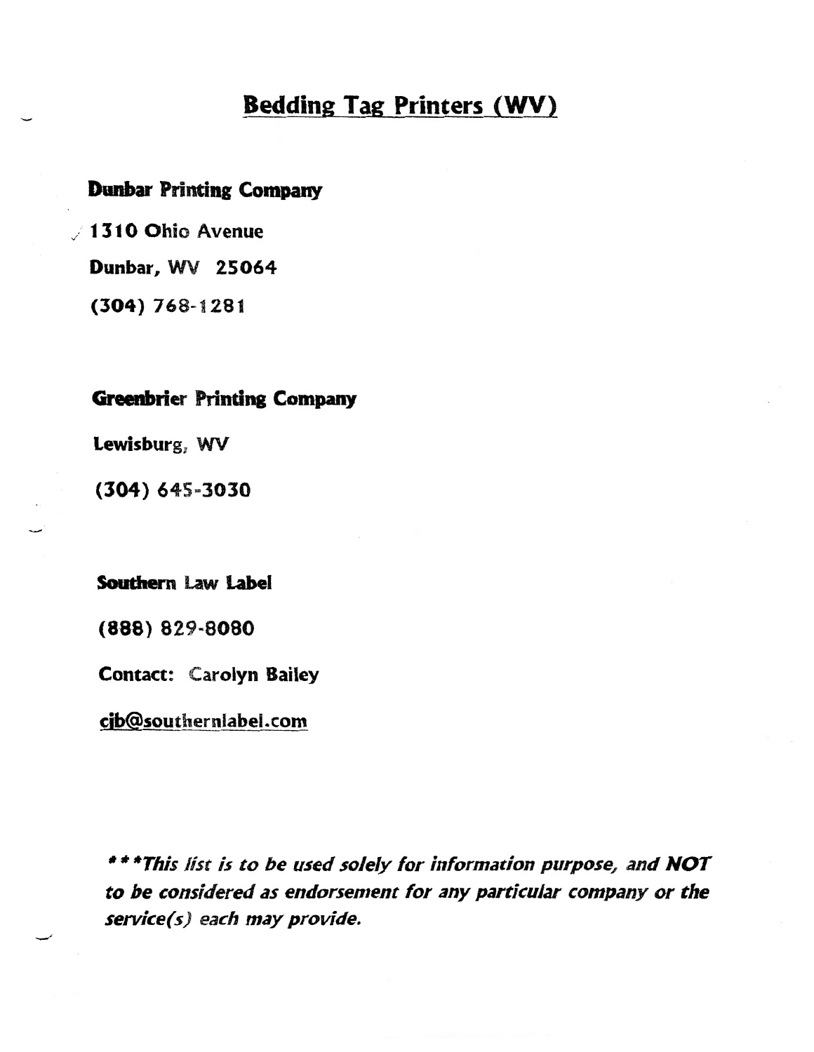# Bedding Tag Printers (WV)

**Dunbar Printing Company**

**1310 Ohio Avenue**

**Dunbar, WV 25064**

**(304) 768-1281**

**Greenbrier Printing Company**

**Lewisburg, WV**

**(304) 645-3030**

**Southern Law Label**

**(888) 829-8080**

**Contact: Carolyn Bailey**

**cjb@southernlabel.com**

***\*\*\*This list is to be used solely for information purpose, and NOT to be considered as endorsement for any particular company or the service(s) each may provide.***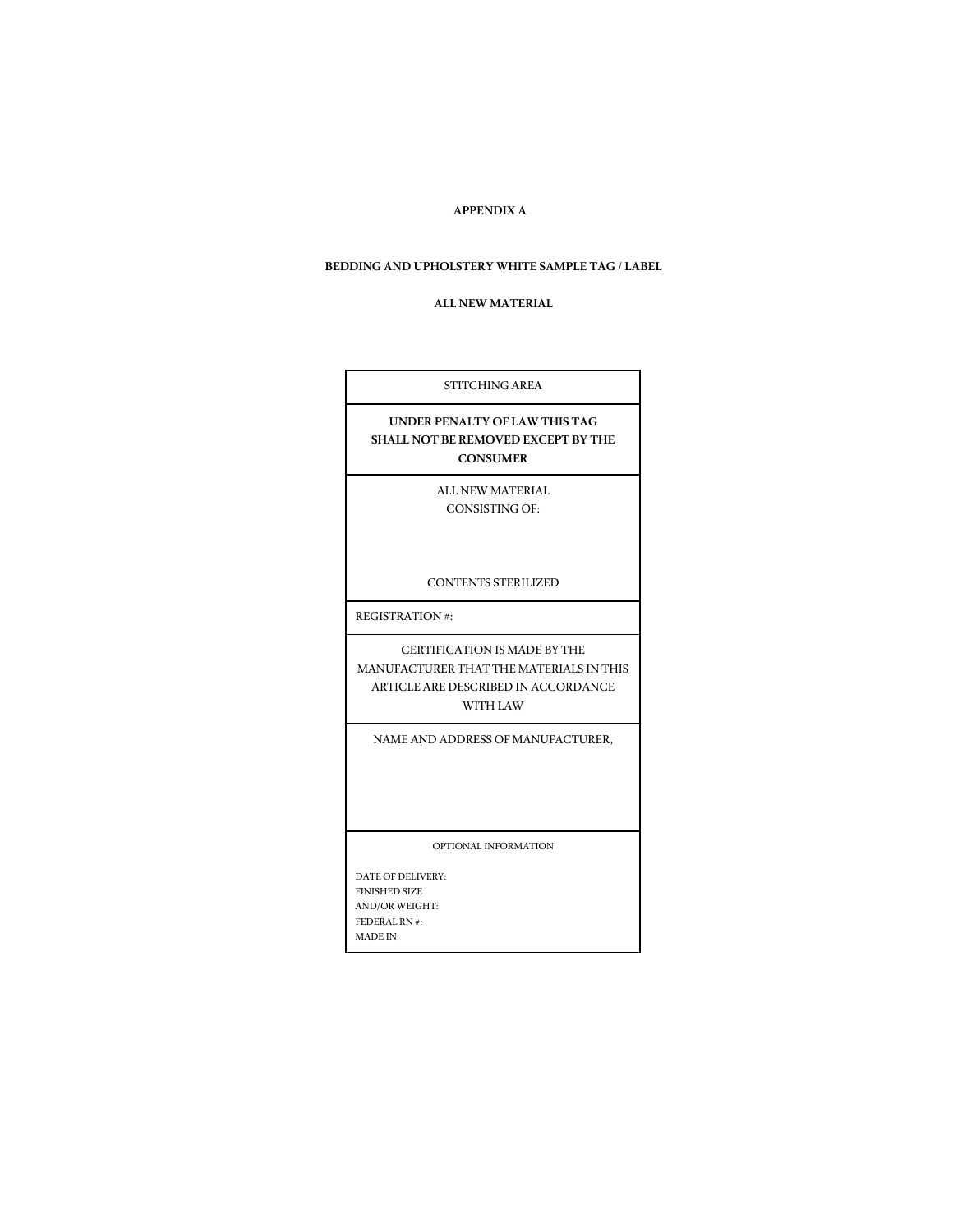**APPENDIX A**

**BEDDING AND UPHOLSTERY WHITE SAMPLE TAG / LABEL**

**ALL NEW MATERIAL**

| STITCHING AREA |
|---|
| **UNDER PENALTY OF LAW THIS TAG SHALL NOT BE REMOVED EXCEPT BY THE CONSUMER** |
| ALL NEW MATERIAL<br>CONSISTING OF:<br><br><br>CONTENTS STERILIZED |
| REGISTRATION #: |
| CERTIFICATION IS MADE BY THE MANUFACTURER THAT THE MATERIALS IN THIS ARTICLE ARE DESCRIBED IN ACCORDANCE WITH LAW |
| NAME AND ADDRESS OF MANUFACTURER, |
| OPTIONAL INFORMATION<br><br>DATE OF DELIVERY:<br>FINISHED SIZE<br>AND/OR WEIGHT:<br>FEDERAL RN #:<br>MADE IN: |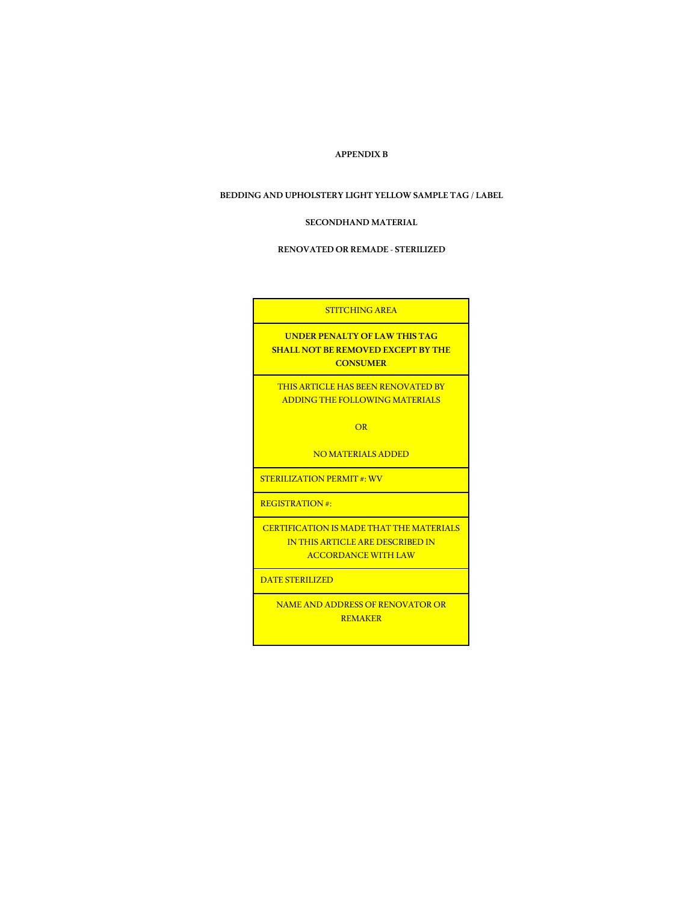**APPENDIX B**

**BEDDING AND UPHOLSTERY LIGHT YELLOW SAMPLE TAG / LABEL**

**SECONDHAND MATERIAL**

**RENOVATED OR REMADE - STERILIZED**

| STITCHING AREA |
|---|
| **UNDER PENALTY OF LAW THIS TAG SHALL NOT BE REMOVED EXCEPT BY THE CONSUMER** |
| THIS ARTICLE HAS BEEN RENOVATED BY ADDING THE FOLLOWING MATERIALS<br><br>OR<br><br>NO MATERIALS ADDED |
| STERILIZATION PERMIT #: WV |
| REGISTRATION #: |
| CERTIFICATION IS MADE THAT THE MATERIALS IN THIS ARTICLE ARE DESCRIBED IN ACCORDANCE WITH LAW |
| DATE STERILIZED |
| NAME AND ADDRESS OF RENOVATOR OR REMAKER |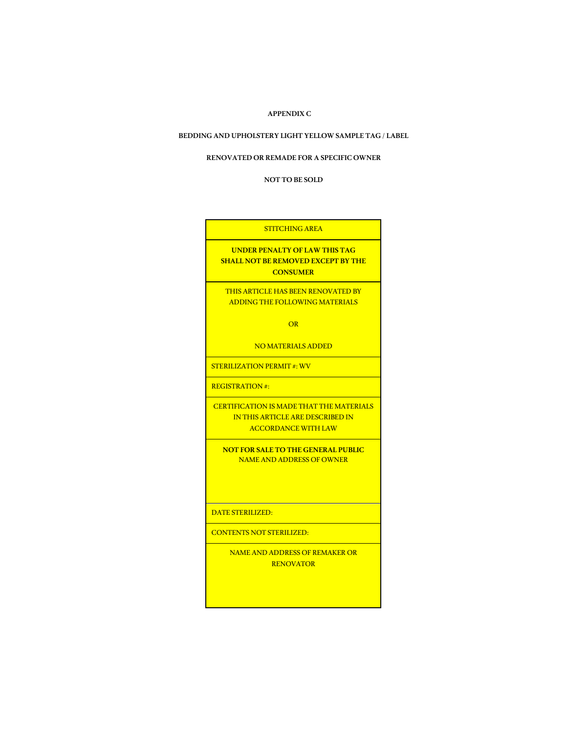**APPENDIX C**

**BEDDING AND UPHOLSTERY LIGHT YELLOW SAMPLE TAG / LABEL**

**RENOVATED OR REMADE FOR A SPECIFIC OWNER**

**NOT TO BE SOLD**

| STITCHING AREA |
|---|
| **UNDER PENALTY OF LAW THIS TAG SHALL NOT BE REMOVED EXCEPT BY THE CONSUMER** |
| THIS ARTICLE HAS BEEN RENOVATED BY ADDING THE FOLLOWING MATERIALS<br><br>OR<br><br>NO MATERIALS ADDED |
| STERILIZATION PERMIT #: WV |
| REGISTRATION #: |
| CERTIFICATION IS MADE THAT THE MATERIALS IN THIS ARTICLE ARE DESCRIBED IN ACCORDANCE WITH LAW |
| **NOT FOR SALE TO THE GENERAL PUBLIC**<br>NAME AND ADDRESS OF OWNER |
| DATE STERILIZED: |
| CONTENTS NOT STERILIZED: |
| NAME AND ADDRESS OF REMAKER OR RENOVATOR |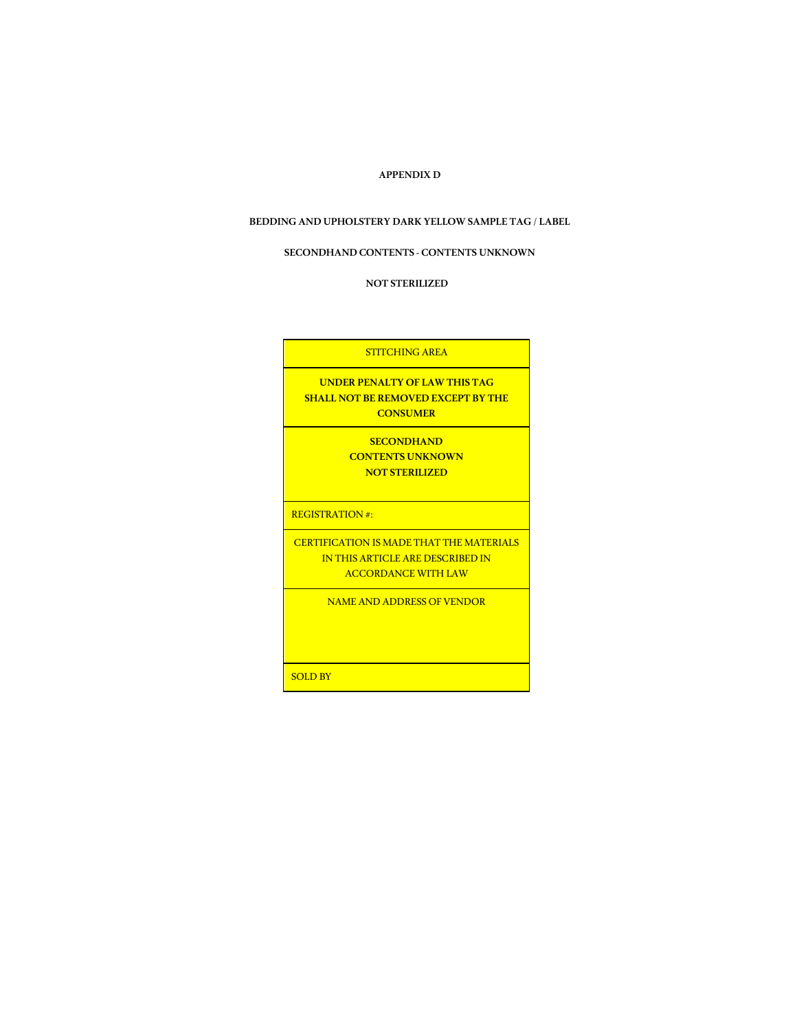# APPENDIX D

## BEDDING AND UPHOLSTERY DARK YELLOW SAMPLE TAG / LABEL

## SECONDHAND CONTENTS - CONTENTS UNKNOWN

## NOT STERILIZED

| STITCHING AREA |
|---|
| **UNDER PENALTY OF LAW THIS TAG SHALL NOT BE REMOVED EXCEPT BY THE CONSUMER** |
| **SECONDHAND**<br>**CONTENTS UNKNOWN**<br>**NOT STERILIZED** |
| REGISTRATION #: |
| CERTIFICATION IS MADE THAT THE MATERIALS IN THIS ARTICLE ARE DESCRIBED IN ACCORDANCE WITH LAW |
| NAME AND ADDRESS OF VENDOR |
| SOLD BY |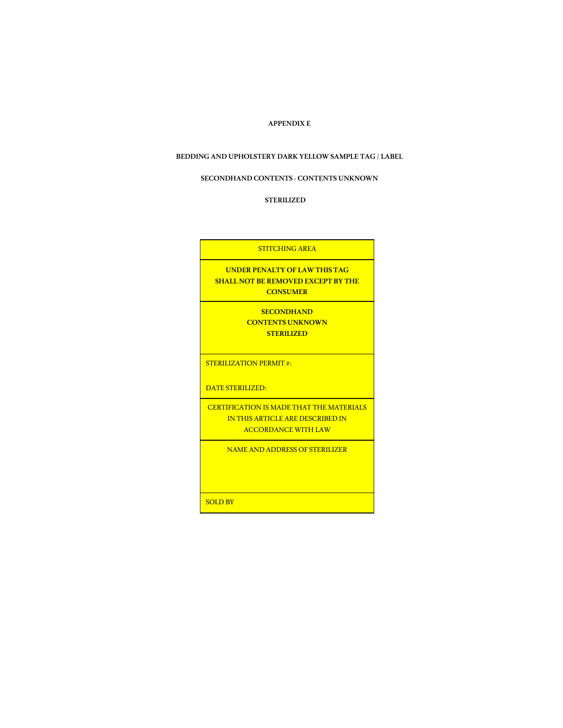**APPENDIX E**

**BEDDING AND UPHOLSTERY DARK YELLOW SAMPLE TAG / LABEL**

**SECONDHAND CONTENTS - CONTENTS UNKNOWN**

**STERILIZED**

| STITCHING AREA |
|---|
| **UNDER PENALTY OF LAW THIS TAG SHALL NOT BE REMOVED EXCEPT BY THE CONSUMER** |
| **SECONDHAND**<br>**CONTENTS UNKNOWN**<br>**STERILIZED** |
| STERILIZATION PERMIT #:<br><br>DATE STERILIZED: |
| CERTIFICATION IS MADE THAT THE MATERIALS IN THIS ARTICLE ARE DESCRIBED IN ACCORDANCE WITH LAW |
| NAME AND ADDRESS OF STERILIZER |
| SOLD BY |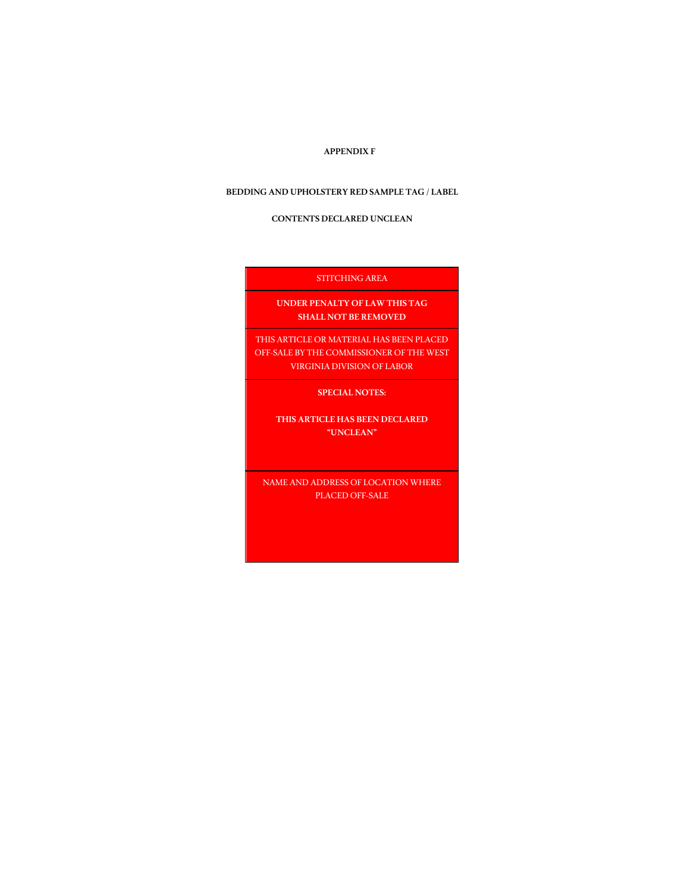**APPENDIX F**

**BEDDING AND UPHOLSTERY RED SAMPLE TAG / LABEL**

**CONTENTS DECLARED UNCLEAN**

| STITCHING AREA |
| --- |
| **UNDER PENALTY OF LAW THIS TAG SHALL NOT BE REMOVED** |
| THIS ARTICLE OR MATERIAL HAS BEEN PLACED OFF-SALE BY THE COMMISSIONER OF THE WEST VIRGINIA DIVISION OF LABOR |
| **SPECIAL NOTES:** **THIS ARTICLE HAS BEEN DECLARED "UNCLEAN"** |
| NAME AND ADDRESS OF LOCATION WHERE PLACED OFF-SALE |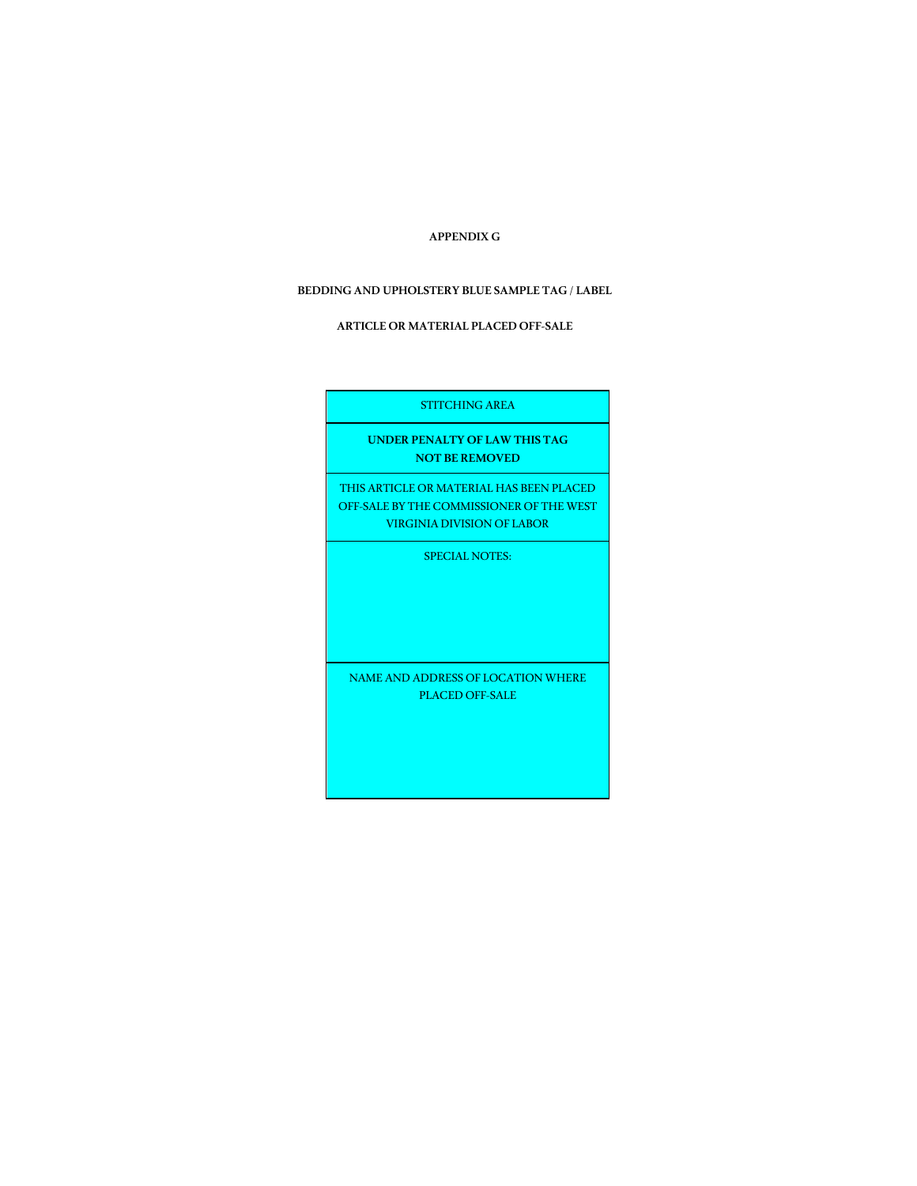**APPENDIX G**

**BEDDING AND UPHOLSTERY BLUE SAMPLE TAG / LABEL**

**ARTICLE OR MATERIAL PLACED OFF-SALE**

| |
|---|
| STITCHING AREA |
| **UNDER PENALTY OF LAW THIS TAG NOT BE REMOVED** |
| THIS ARTICLE OR MATERIAL HAS BEEN PLACED OFF-SALE BY THE COMMISSIONER OF THE WEST VIRGINIA DIVISION OF LABOR |
| SPECIAL NOTES: |
| NAME AND ADDRESS OF LOCATION WHERE PLACED OFF-SALE |